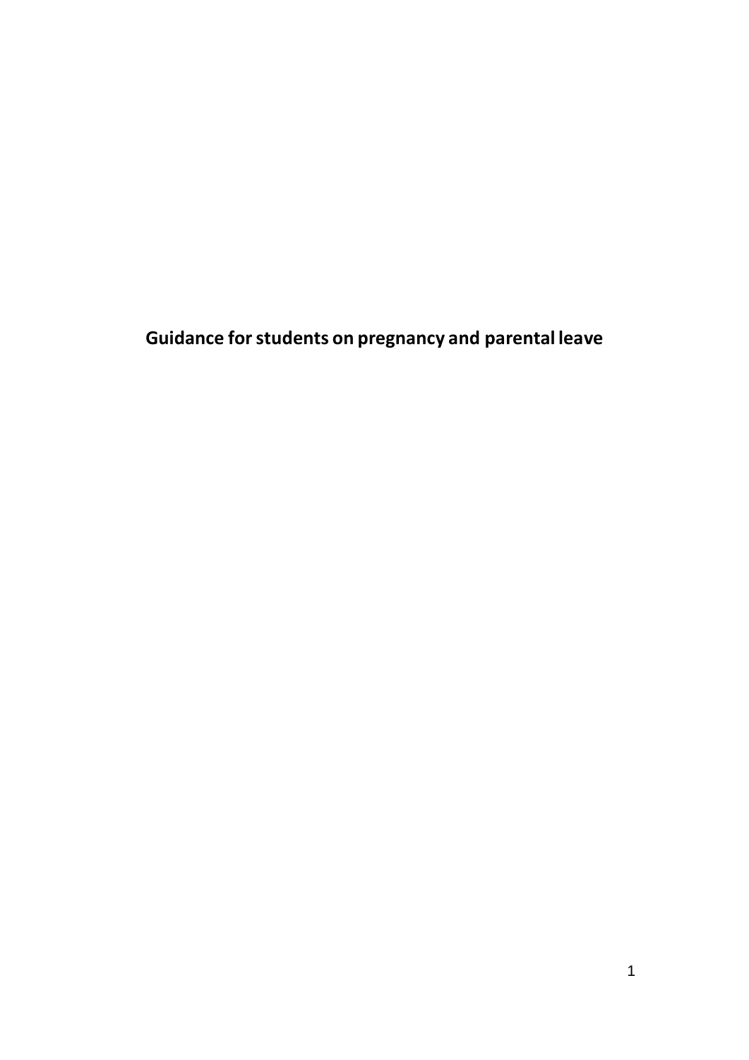# Guidance for students on pregnancy and parental leave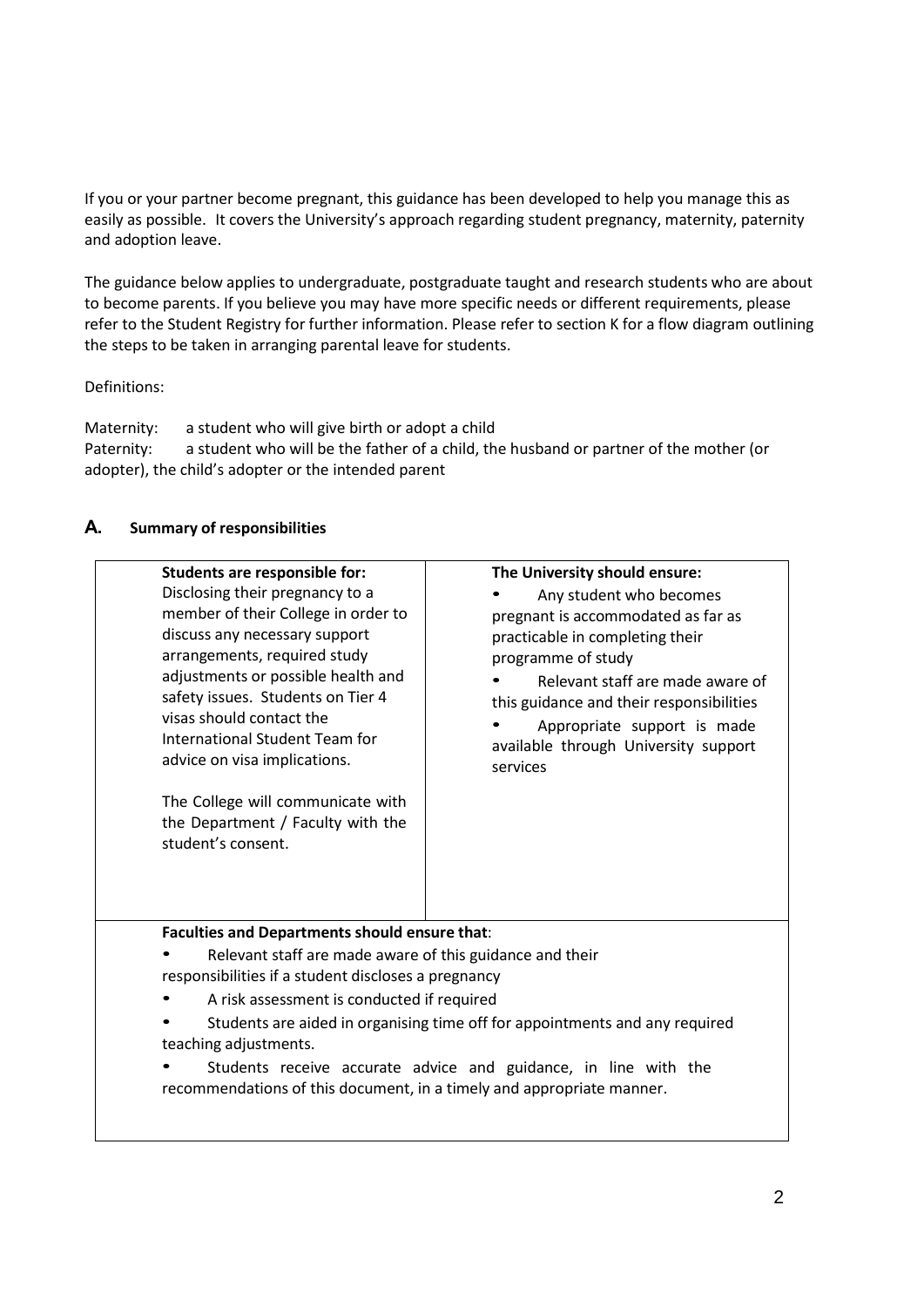If you or your partner become pregnant, this guidance has been developed to help you manage this as easily as possible. It covers the University's approach regarding student pregnancy, maternity, paternity and adoption leave.

The guidance below applies to undergraduate, postgraduate taught and research students who are about to become parents. If you believe you may have more specific needs or different requirements, please refer to the Student Registry for further information. Please refer to section K for a flow diagram outlining the steps to be taken in arranging parental leave for students.

Definitions:

Maternity: a student who will give birth or adopt a child
Paternity: a student who will be the father of a child, the husband or partner of the mother (or adopter), the child's adopter or the intended parent

## A. Summary of responsibilities

| **Students are responsible for:** | **The University should ensure:** |
|---|---|
| Disclosing their pregnancy to a member of their College in order to discuss any necessary support arrangements, required study adjustments or possible health and safety issues. Students on Tier 4 visas should contact the International Student Team for advice on visa implications.<br><br>The College will communicate with the Department / Faculty with the student's consent. | • Any student who becomes pregnant is accommodated as far as practicable in completing their programme of study<br>• Relevant staff are made aware of this guidance and their responsibilities<br>• Appropriate support is made available through University support services |
| **Faculties and Departments should ensure that**:<br>• Relevant staff are made aware of this guidance and their responsibilities if a student discloses a pregnancy<br>• A risk assessment is conducted if required<br>• Students are aided in organising time off for appointments and any required teaching adjustments.<br>• Students receive accurate advice and guidance, in line with the recommendations of this document, in a timely and appropriate manner. | |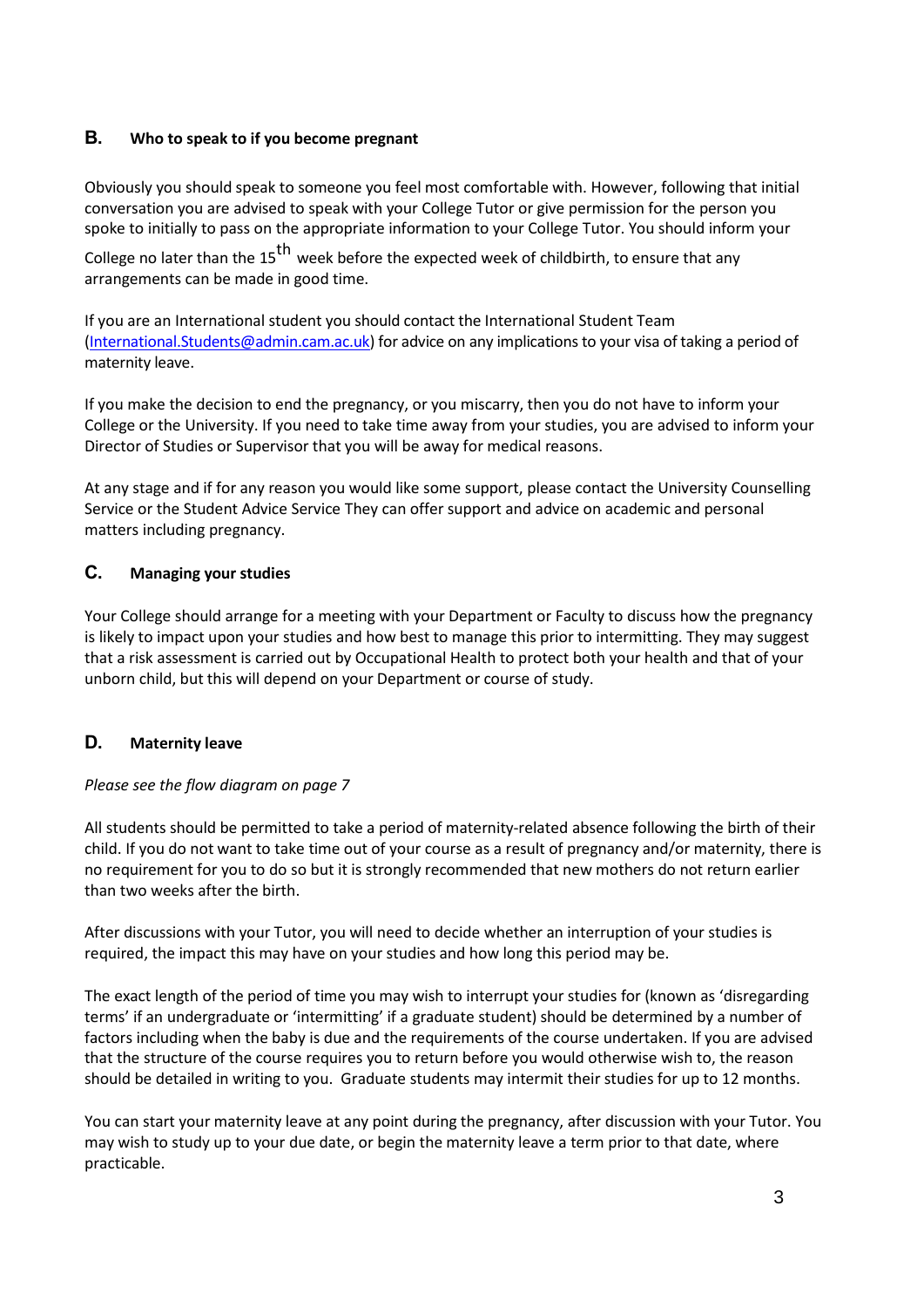## B. Who to speak to if you become pregnant

Obviously you should speak to someone you feel most comfortable with. However, following that initial conversation you are advised to speak with your College Tutor or give permission for the person you spoke to initially to pass on the appropriate information to your College Tutor. You should inform your College no later than the 15th week before the expected week of childbirth, to ensure that any arrangements can be made in good time.

If you are an International student you should contact the International Student Team (International.Students@admin.cam.ac.uk) for advice on any implications to your visa of taking a period of maternity leave.

If you make the decision to end the pregnancy, or you miscarry, then you do not have to inform your College or the University. If you need to take time away from your studies, you are advised to inform your Director of Studies or Supervisor that you will be away for medical reasons.

At any stage and if for any reason you would like some support, please contact the University Counselling Service or the Student Advice Service They can offer support and advice on academic and personal matters including pregnancy.

## C. Managing your studies

Your College should arrange for a meeting with your Department or Faculty to discuss how the pregnancy is likely to impact upon your studies and how best to manage this prior to intermitting. They may suggest that a risk assessment is carried out by Occupational Health to protect both your health and that of your unborn child, but this will depend on your Department or course of study.

## D. Maternity leave

*Please see the flow diagram on page 7*

All students should be permitted to take a period of maternity-related absence following the birth of their child. If you do not want to take time out of your course as a result of pregnancy and/or maternity, there is no requirement for you to do so but it is strongly recommended that new mothers do not return earlier than two weeks after the birth.

After discussions with your Tutor, you will need to decide whether an interruption of your studies is required, the impact this may have on your studies and how long this period may be.

The exact length of the period of time you may wish to interrupt your studies for (known as 'disregarding terms' if an undergraduate or 'intermitting' if a graduate student) should be determined by a number of factors including when the baby is due and the requirements of the course undertaken. If you are advised that the structure of the course requires you to return before you would otherwise wish to, the reason should be detailed in writing to you. Graduate students may intermit their studies for up to 12 months.

You can start your maternity leave at any point during the pregnancy, after discussion with your Tutor. You may wish to study up to your due date, or begin the maternity leave a term prior to that date, where practicable.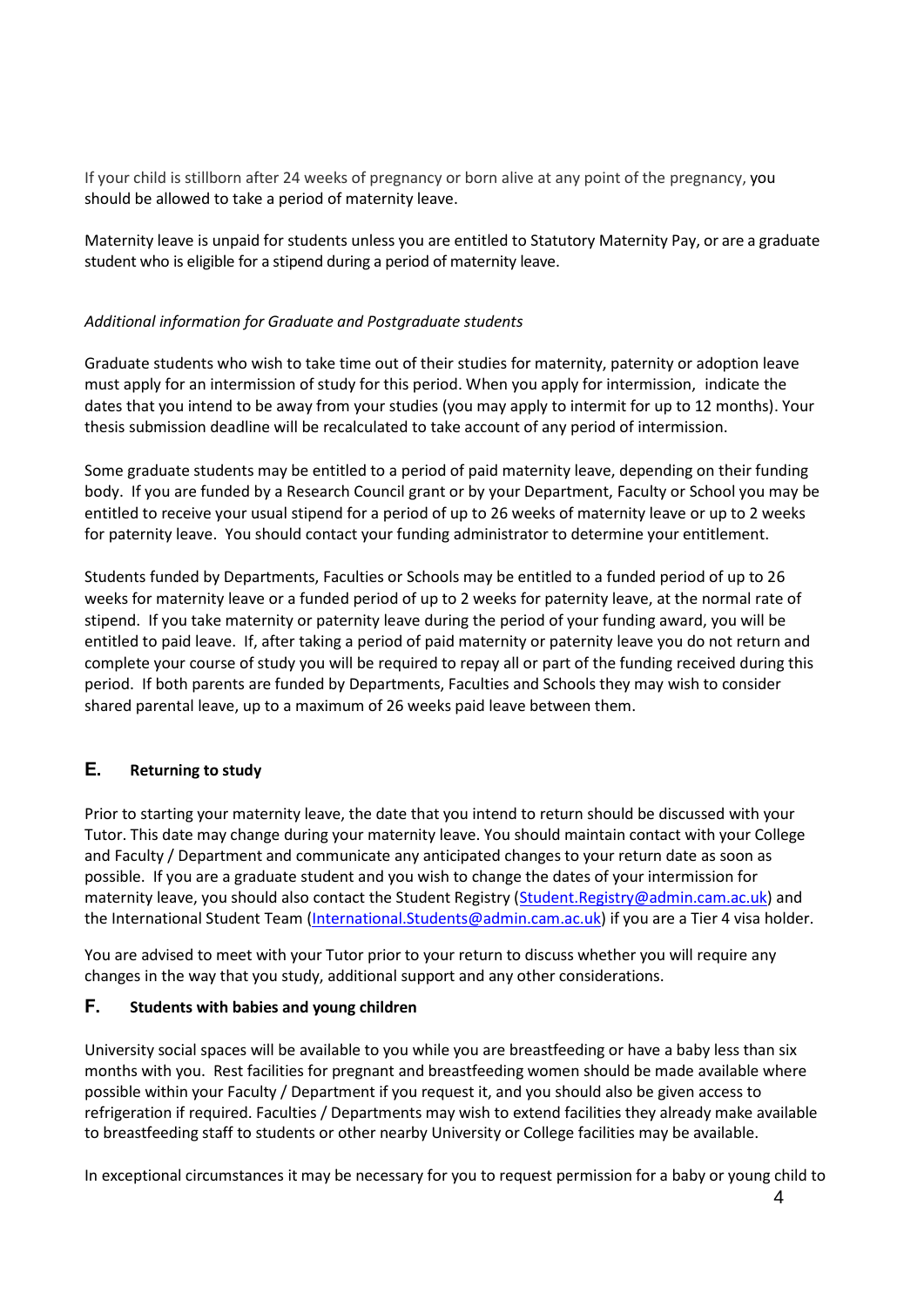If your child is stillborn after 24 weeks of pregnancy or born alive at any point of the pregnancy, you should be allowed to take a period of maternity leave.

Maternity leave is unpaid for students unless you are entitled to Statutory Maternity Pay, or are a graduate student who is eligible for a stipend during a period of maternity leave.

*Additional information for Graduate and Postgraduate students*

Graduate students who wish to take time out of their studies for maternity, paternity or adoption leave must apply for an intermission of study for this period. When you apply for intermission, indicate the dates that you intend to be away from your studies (you may apply to intermit for up to 12 months). Your thesis submission deadline will be recalculated to take account of any period of intermission.

Some graduate students may be entitled to a period of paid maternity leave, depending on their funding body. If you are funded by a Research Council grant or by your Department, Faculty or School you may be entitled to receive your usual stipend for a period of up to 26 weeks of maternity leave or up to 2 weeks for paternity leave. You should contact your funding administrator to determine your entitlement.

Students funded by Departments, Faculties or Schools may be entitled to a funded period of up to 26 weeks for maternity leave or a funded period of up to 2 weeks for paternity leave, at the normal rate of stipend. If you take maternity or paternity leave during the period of your funding award, you will be entitled to paid leave. If, after taking a period of paid maternity or paternity leave you do not return and complete your course of study you will be required to repay all or part of the funding received during this period. If both parents are funded by Departments, Faculties and Schools they may wish to consider shared parental leave, up to a maximum of 26 weeks paid leave between them.

## E. Returning to study

Prior to starting your maternity leave, the date that you intend to return should be discussed with your Tutor. This date may change during your maternity leave. You should maintain contact with your College and Faculty / Department and communicate any anticipated changes to your return date as soon as possible. If you are a graduate student and you wish to change the dates of your intermission for maternity leave, you should also contact the Student Registry (Student.Registry@admin.cam.ac.uk) and the International Student Team (International.Students@admin.cam.ac.uk) if you are a Tier 4 visa holder.

You are advised to meet with your Tutor prior to your return to discuss whether you will require any changes in the way that you study, additional support and any other considerations.

## F. Students with babies and young children

University social spaces will be available to you while you are breastfeeding or have a baby less than six months with you. Rest facilities for pregnant and breastfeeding women should be made available where possible within your Faculty / Department if you request it, and you should also be given access to refrigeration if required. Faculties / Departments may wish to extend facilities they already make available to breastfeeding staff to students or other nearby University or College facilities may be available.

In exceptional circumstances it may be necessary for you to request permission for a baby or young child to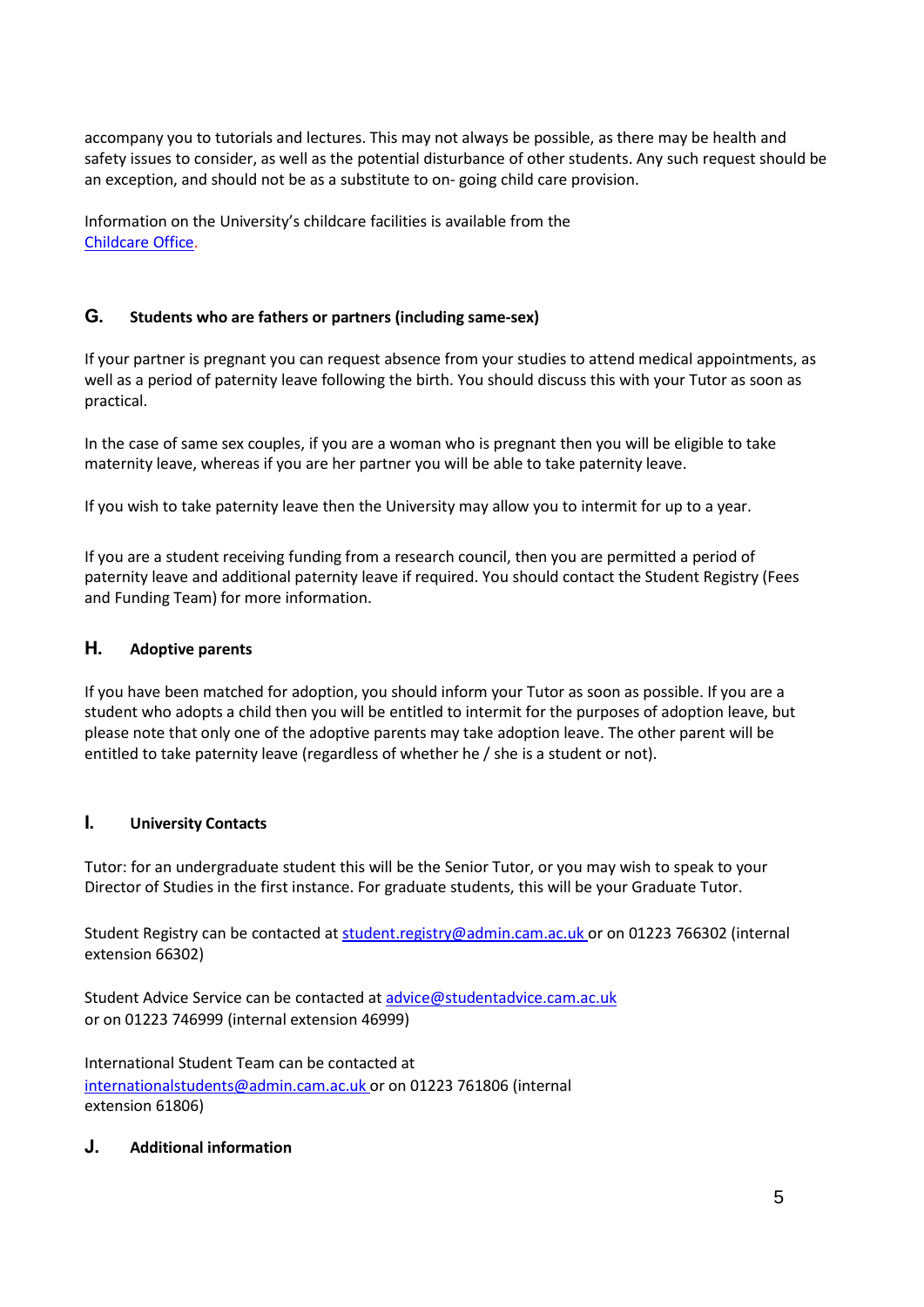accompany you to tutorials and lectures. This may not always be possible, as there may be health and safety issues to consider, as well as the potential disturbance of other students. Any such request should be an exception, and should not be as a substitute to on- going child care provision.

Information on the University's childcare facilities is available from the [Childcare Office](#).

## G. Students who are fathers or partners (including same-sex)

If your partner is pregnant you can request absence from your studies to attend medical appointments, as well as a period of paternity leave following the birth. You should discuss this with your Tutor as soon as practical.

In the case of same sex couples, if you are a woman who is pregnant then you will be eligible to take maternity leave, whereas if you are her partner you will be able to take paternity leave.

If you wish to take paternity leave then the University may allow you to intermit for up to a year.

If you are a student receiving funding from a research council, then you are permitted a period of paternity leave and additional paternity leave if required. You should contact the Student Registry (Fees and Funding Team) for more information.

## H. Adoptive parents

If you have been matched for adoption, you should inform your Tutor as soon as possible. If you are a student who adopts a child then you will be entitled to intermit for the purposes of adoption leave, but please note that only one of the adoptive parents may take adoption leave. The other parent will be entitled to take paternity leave (regardless of whether he / she is a student or not).

## I. University Contacts

Tutor: for an undergraduate student this will be the Senior Tutor, or you may wish to speak to your Director of Studies in the first instance. For graduate students, this will be your Graduate Tutor.

Student Registry can be contacted at student.registry@admin.cam.ac.uk or on 01223 766302 (internal extension 66302)

Student Advice Service can be contacted at advice@studentadvice.cam.ac.uk or on 01223 746999 (internal extension 46999)

International Student Team can be contacted at internationalstudents@admin.cam.ac.uk or on 01223 761806 (internal extension 61806)

## J. Additional information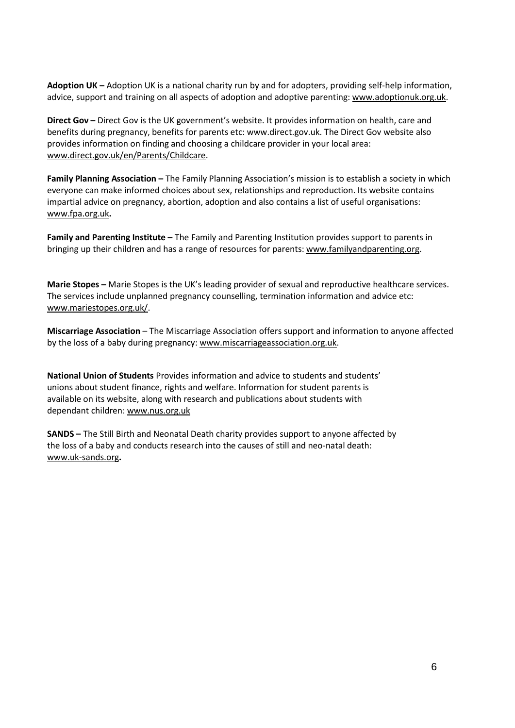**Adoption UK –** Adoption UK is a national charity run by and for adopters, providing self-help information, advice, support and training on all aspects of adoption and adoptive parenting: www.adoptionuk.org.uk.

**Direct Gov –** Direct Gov is the UK government's website. It provides information on health, care and benefits during pregnancy, benefits for parents etc: www.direct.gov.uk. The Direct Gov website also provides information on finding and choosing a childcare provider in your local area: www.direct.gov.uk/en/Parents/Childcare.

**Family Planning Association –** The Family Planning Association's mission is to establish a society in which everyone can make informed choices about sex, relationships and reproduction. Its website contains impartial advice on pregnancy, abortion, adoption and also contains a list of useful organisations: www.fpa.org.uk**.**

**Family and Parenting Institute –** The Family and Parenting Institution provides support to parents in bringing up their children and has a range of resources for parents: www.familyandparenting.org.

**Marie Stopes –** Marie Stopes is the UK's leading provider of sexual and reproductive healthcare services. The services include unplanned pregnancy counselling, termination information and advice etc: www.mariestopes.org.uk/.

**Miscarriage Association** – The Miscarriage Association offers support and information to anyone affected by the loss of a baby during pregnancy: www.miscarriageassociation.org.uk.

**National Union of Students** Provides information and advice to students and students' unions about student finance, rights and welfare. Information for student parents is available on its website, along with research and publications about students with dependant children: www.nus.org.uk

**SANDS –** The Still Birth and Neonatal Death charity provides support to anyone affected by the loss of a baby and conducts research into the causes of still and neo-natal death: www.uk-sands.org**.**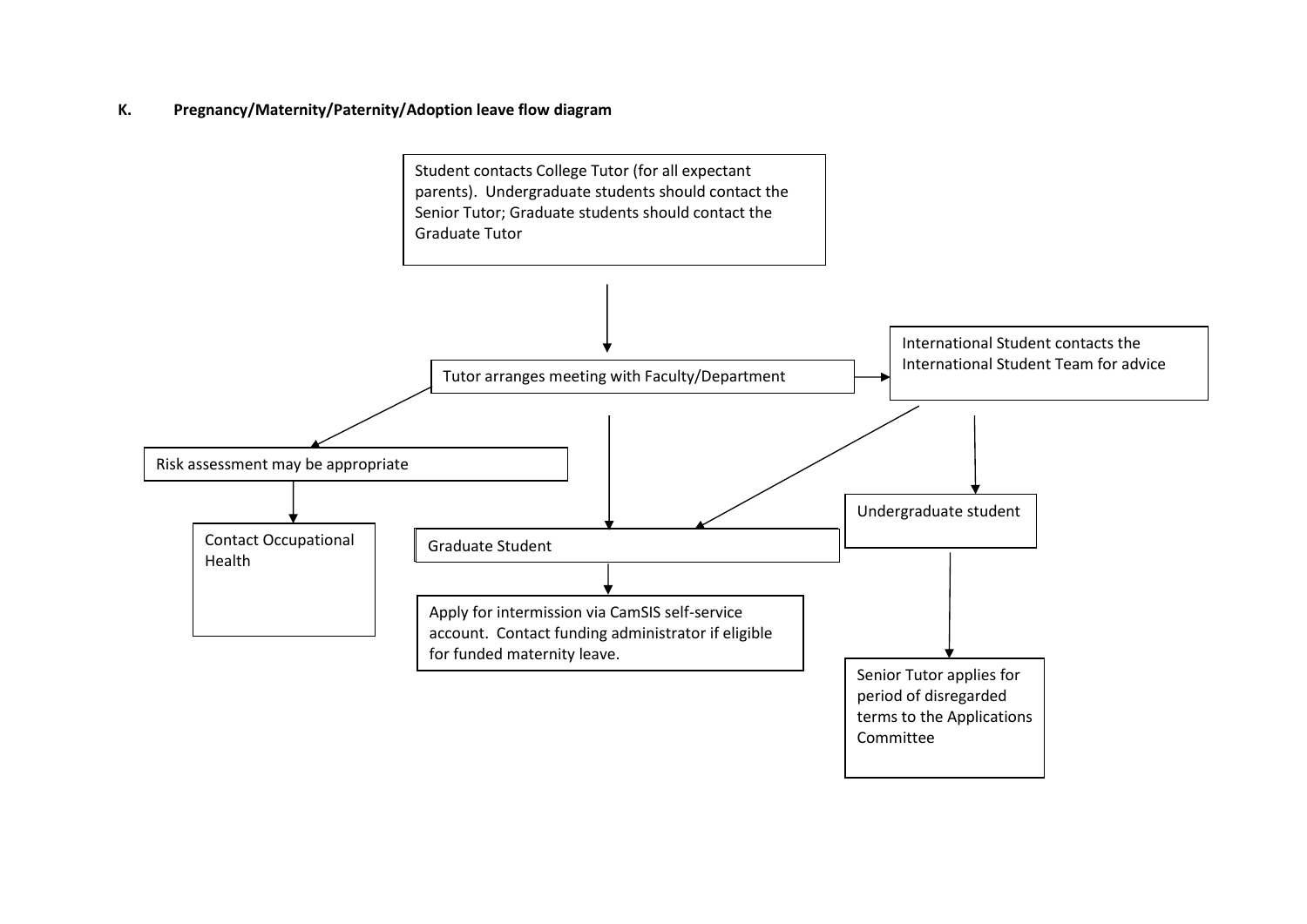**K. Pregnancy/Maternity/Paternity/Adoption leave flow diagram**

Student contacts College Tutor (for all expectant parents). Undergraduate students should contact the Senior Tutor; Graduate students should contact the Graduate Tutor

Tutor arranges meeting with Faculty/Department

International Student contacts the International Student Team for advice

Risk assessment may be appropriate

Contact Occupational Health

Graduate Student

Apply for intermission via CamSIS self-service account. Contact funding administrator if eligible for funded maternity leave.

Undergraduate student

Senior Tutor applies for period of disregarded terms to the Applications Committee